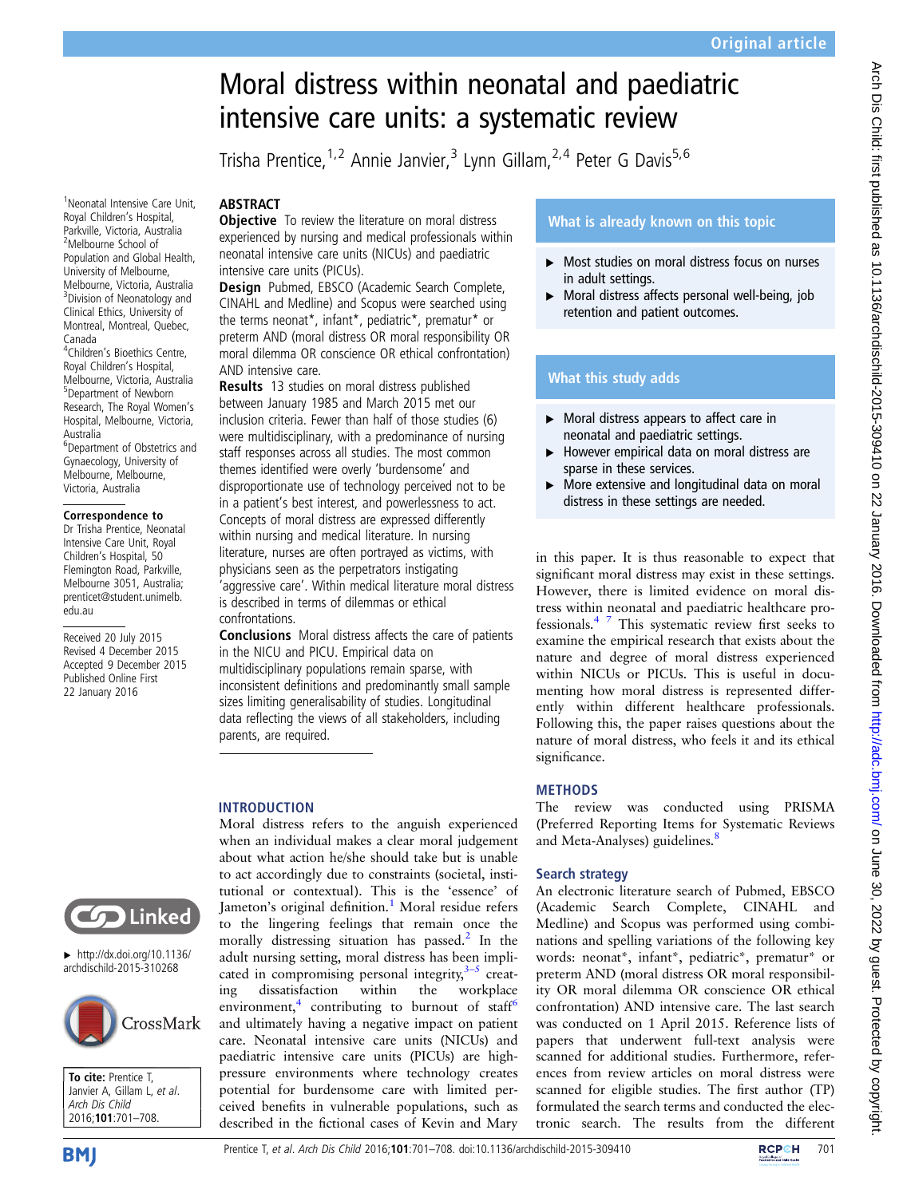# Moral distress within neonatal and paediatric intensive care units: a systematic review

Trisha Prentice,[1,2] Annie Janvier,[3] Lynn Gillam,[2,4] Peter G Davis[5,6]

[1]Neonatal Intensive Care Unit, Royal Children's Hospital, Parkville, Victoria, Australia
[2]Melbourne School of Population and Global Health, University of Melbourne, Melbourne, Victoria, Australia
[3]Division of Neonatology and Clinical Ethics, University of Montreal, Montreal, Quebec, Canada
[4]Children's Bioethics Centre, Royal Children's Hospital, Melbourne, Victoria, Australia
[5]Department of Newborn Research, The Royal Women's Hospital, Melbourne, Victoria, Australia
[6]Department of Obstetrics and Gynaecology, University of Melbourne, Melbourne, Victoria, Australia

**Correspondence to** Dr Trisha Prentice, Neonatal Intensive Care Unit, Royal Children's Hospital, 50 Flemington Road, Parkville, Melbourne 3051, Australia; prenticet@student.unimelb.edu.au

Received 20 July 2015
Revised 4 December 2015
Accepted 9 December 2015
Published Online First 22 January 2016

► http://dx.doi.org/10.1136/archdischild-2015-310268

**To cite:** Prentice T, Janvier A, Gillam L, *et al*. *Arch Dis Child* 2016;**101**:701–708.

## ABSTRACT

**Objective** To review the literature on moral distress experienced by nursing and medical professionals within neonatal intensive care units (NICUs) and paediatric intensive care units (PICUs).

**Design** Pubmed, EBSCO (Academic Search Complete, CINAHL and Medline) and Scopus were searched using the terms neonat*, infant*, pediatric*, prematur* or preterm AND (moral distress OR moral responsibility OR moral dilemma OR conscience OR ethical confrontation) AND intensive care.

**Results** 13 studies on moral distress published between January 1985 and March 2015 met our inclusion criteria. Fewer than half of those studies (6) were multidisciplinary, with a predominance of nursing staff responses across all studies. The most common themes identified were overly 'burdensome' and disproportionate use of technology perceived not to be in a patient's best interest, and powerlessness to act. Concepts of moral distress are expressed differently within nursing and medical literature. In nursing literature, nurses are often portrayed as victims, with physicians seen as the perpetrators instigating 'aggressive care'. Within medical literature moral distress is described in terms of dilemmas or ethical confrontations.

**Conclusions** Moral distress affects the care of patients in the NICU and PICU. Empirical data on multidisciplinary populations remain sparse, with inconsistent definitions and predominantly small sample sizes limiting generalisability of studies. Longitudinal data reflecting the views of all stakeholders, including parents, are required.

### What is already known on this topic

- Most studies on moral distress focus on nurses in adult settings.
- Moral distress affects personal well-being, job retention and patient outcomes.

### What this study adds

- Moral distress appears to affect care in neonatal and paediatric settings.
- However empirical data on moral distress are sparse in these services.
- More extensive and longitudinal data on moral distress in these settings are needed.

## INTRODUCTION

Moral distress refers to the anguish experienced when an individual makes a clear moral judgement about what action he/she should take but is unable to act accordingly due to constraints (societal, institutional or contextual). This is the 'essence' of Jameton's original definition.[1] Moral residue refers to the lingering feelings that remain once the morally distressing situation has passed.[2] In the adult nursing setting, moral distress has been implicated in compromising personal integrity,[3–5] creating dissatisfaction within the workplace environment,[4] contributing to burnout of staff[6] and ultimately having a negative impact on patient care. Neonatal intensive care units (NICUs) and paediatric intensive care units (PICUs) are high-pressure environments where technology creates potential for burdensome care with limited perceived benefits in vulnerable populations, such as described in the fictional cases of Kevin and Mary in this paper. It is thus reasonable to expect that significant moral distress may exist in these settings. However, there is limited evidence on moral distress within neonatal and paediatric healthcare professionals.[4 7] This systematic review first seeks to examine the empirical research that exists about the nature and degree of moral distress experienced within NICUs or PICUs. This is useful in documenting how moral distress is represented differently within different healthcare professionals. Following this, the paper raises questions about the nature of moral distress, who feels it and its ethical significance.

## METHODS

The review was conducted using PRISMA (Preferred Reporting Items for Systematic Reviews and Meta-Analyses) guidelines.[8]

### Search strategy

An electronic literature search of Pubmed, EBSCO (Academic Search Complete, CINAHL and Medline) and Scopus was performed using combinations and spelling variations of the following key words: neonat*, infant*, pediatric*, prematur* or preterm AND (moral distress OR moral responsibility OR moral dilemma OR conscience OR ethical confrontation) AND intensive care. The last search was conducted on 1 April 2015. Reference lists of papers that underwent full-text analysis were scanned for additional studies. Furthermore, references from review articles on moral distress were scanned for eligible studies. The first author (TP) formulated the search terms and conducted the electronic search. The results from the different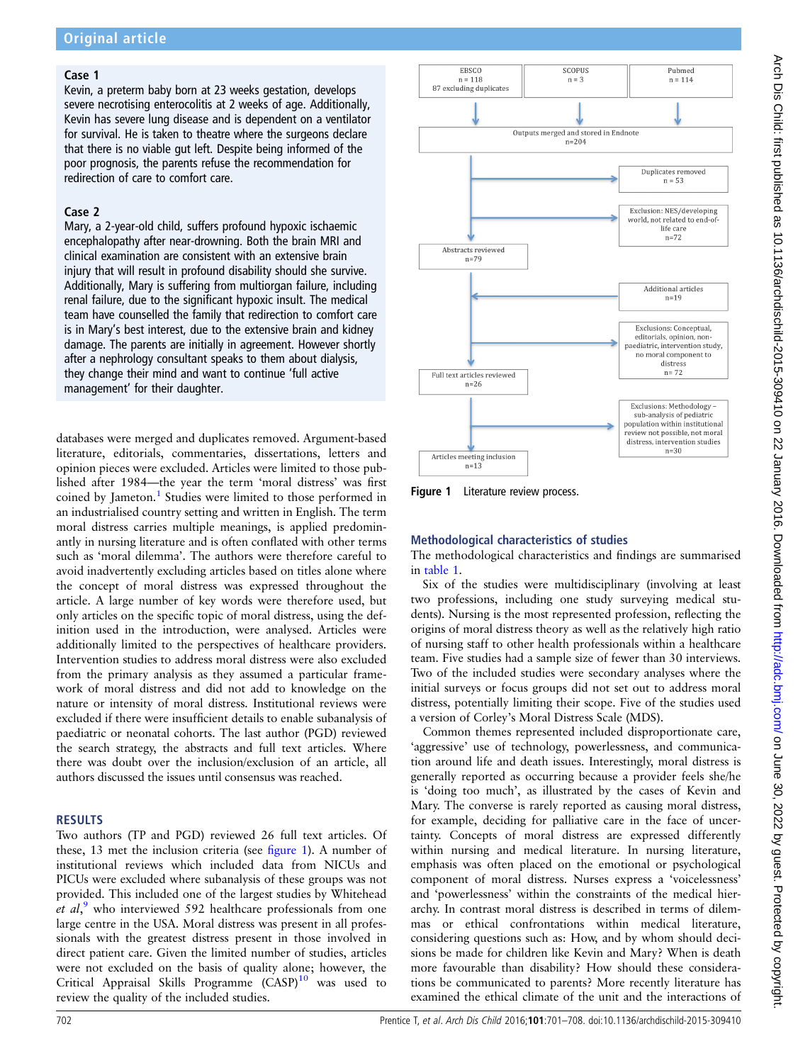**Case 1**

Kevin, a preterm baby born at 23 weeks gestation, develops severe necrotising enterocolitis at 2 weeks of age. Additionally, Kevin has severe lung disease and is dependent on a ventilator for survival. He is taken to theatre where the surgeons declare that there is no viable gut left. Despite being informed of the poor prognosis, the parents refuse the recommendation for redirection of care to comfort care.

**Case 2**

Mary, a 2-year-old child, suffers profound hypoxic ischaemic encephalopathy after near-drowning. Both the brain MRI and clinical examination are consistent with an extensive brain injury that will result in profound disability should she survive. Additionally, Mary is suffering from multiorgan failure, including renal failure, due to the significant hypoxic insult. The medical team have counselled the family that redirection to comfort care is in Mary's best interest, due to the extensive brain and kidney damage. The parents are initially in agreement. However shortly after a nephrology consultant speaks to them about dialysis, they change their mind and want to continue 'full active management' for their daughter.

databases were merged and duplicates removed. Argument-based literature, editorials, commentaries, dissertations, letters and opinion pieces were excluded. Articles were limited to those published after 1984—the year the term 'moral distress' was first coined by Jameton.[1] Studies were limited to those performed in an industrialised country setting and written in English. The term moral distress carries multiple meanings, is applied predominantly in nursing literature and is often conflated with other terms such as 'moral dilemma'. The authors were therefore careful to avoid inadvertently excluding articles based on titles alone where the concept of moral distress was expressed throughout the article. A large number of key words were therefore used, but only articles on the specific topic of moral distress, using the definition used in the introduction, were analysed. Articles were additionally limited to the perspectives of healthcare providers. Intervention studies to address moral distress were also excluded from the primary analysis as they assumed a particular framework of moral distress and did not add to knowledge on the nature or intensity of moral distress. Institutional reviews were excluded if there were insufficient details to enable subanalysis of paediatric or neonatal cohorts. The last author (PGD) reviewed the search strategy, the abstracts and full text articles. Where there was doubt over the inclusion/exclusion of an article, all authors discussed the issues until consensus was reached.

## RESULTS

Two authors (TP and PGD) reviewed 26 full text articles. Of these, 13 met the inclusion criteria (see figure 1). A number of institutional reviews which included data from NICUs and PICUs were excluded where subanalysis of these groups was not provided. This included one of the largest studies by Whitehead *et al*,[9] who interviewed 592 healthcare professionals from one large centre in the USA. Moral distress was present in all professionals with the greatest distress present in those involved in direct patient care. Given the limited number of studies, articles were not excluded on the basis of quality alone; however, the Critical Appraisal Skills Programme (CASP)[10] was used to review the quality of the included studies.

EBSCO n = 118, 87 excluding duplicates | SCOPUS n = 3 | Pubmed n = 114
→ Outputs merged and stored in Endnote n=204
→ Duplicates removed n = 53
→ Exclusion: NES/developing world, not related to end-of-life care n=72
→ Abstracts reviewed n=79
→ Additional articles n=19
→ Exclusions: Conceptual, editorials, opinion, non-paediatric, intervention study, no moral component to distress n= 72
→ Full text articles reviewed n=26
→ Exclusions: Methodology – sub-analysis of pediatric population within institutional review not possible, not moral distress, intervention studies n=30
→ Articles meeting inclusion n=13

**Figure 1** Literature review process.

### Methodological characteristics of studies

The methodological characteristics and findings are summarised in table 1.

Six of the studies were multidisciplinary (involving at least two professions, including one study surveying medical students). Nursing is the most represented profession, reflecting the origins of moral distress theory as well as the relatively high ratio of nursing staff to other health professionals within a healthcare team. Five studies had a sample size of fewer than 30 interviews. Two of the included studies were secondary analyses where the initial surveys or focus groups did not set out to address moral distress, potentially limiting their scope. Five of the studies used a version of Corley's Moral Distress Scale (MDS).

Common themes represented included disproportionate care, 'aggressive' use of technology, powerlessness, and communication around life and death issues. Interestingly, moral distress is generally reported as occurring because a provider feels she/he is 'doing too much', as illustrated by the cases of Kevin and Mary. The converse is rarely reported as causing moral distress, for example, deciding for palliative care in the face of uncertainty. Concepts of moral distress are expressed differently within nursing and medical literature. In nursing literature, emphasis was often placed on the emotional or psychological component of moral distress. Nurses express a 'voicelessness' and 'powerlessness' within the constraints of the medical hierarchy. In contrast moral distress is described in terms of dilemmas or ethical confrontations within medical literature, considering questions such as: How, and by whom should decisions be made for children like Kevin and Mary? When is death more favourable than disability? How should these considerations be communicated to parents? More recently literature has examined the ethical climate of the unit and the interactions of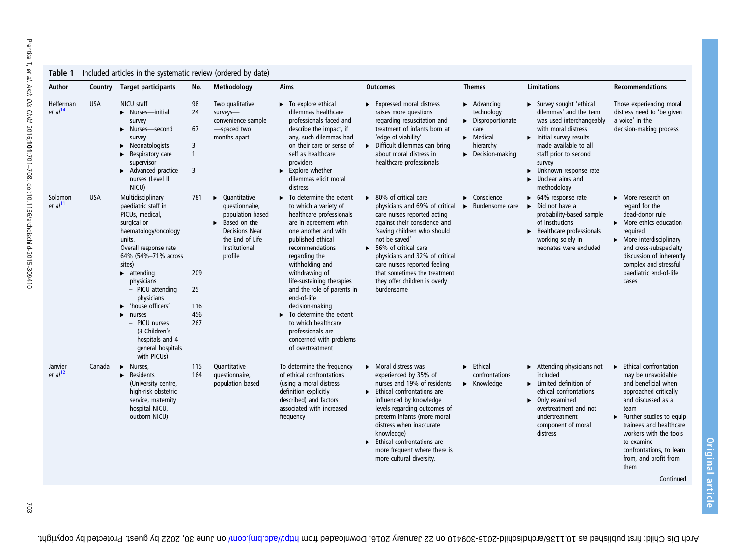**Table 1** Included articles in the systematic review (ordered by date)

| Author | Country | Target participants | No. | Methodology | Aims | Outcomes | Themes | Limitations | Recommendations |
|---|---|---|---|---|---|---|---|---|---|
| Hefferman *et al*[14] | USA | NICU staff<br>▶ Nurses—initial survey<br>▶ Nurses—second survey<br>▶ Neonatologists<br>▶ Respiratory care supervisor<br>▶ Advanced practice nurses (Level III NICU) | 98<br>24<br><br>67<br><br>3<br>1<br><br>3 | Two qualitative surveys—convenience sample—spaced two months apart | ▶ To explore ethical dilemmas healthcare professionals faced and describe the impact, if any, such dilemmas had on their care or sense of self as healthcare providers<br>▶ Explore whether dilemmas elicit moral distress | ▶ Expressed moral distress raises more questions regarding resuscitation and treatment of infants born at 'edge of viability'<br>▶ Difficult dilemmas can bring about moral distress in healthcare professionals | ▶ Advancing technology<br>▶ Disproportionate care<br>▶ Medical hierarchy<br>▶ Decision-making | ▶ Survey sought 'ethical dilemmas' and the term was used interchangeably with moral distress<br>▶ Initial survey results made available to all staff prior to second survey<br>▶ Unknown response rate<br>▶ Unclear aims and methodology | Those experiencing moral distress need to 'be given a voice' in the decision-making process |
| Solomon *et al*[11] | USA | Multidisciplinary paediatric staff in PICUs, medical, surgical or haematology/oncology units.<br>Overall response rate 64% (54%–71% across sites)<br>▶ attending physicians<br>– PICU attending physicians<br>▶ 'house officers'<br>▶ nurses<br>– PICU nurses (3 Children's hospitals and 4 general hospitals with PICUs) | 781<br><br><br><br><br><br>209<br><br>25<br><br>116<br>456<br>267 | ▶ Quantitative questionnaire, population based<br>▶ Based on the Decisions Near the End of Life Institutional profile | ▶ To determine the extent to which a variety of healthcare professionals are in agreement with one another and with published ethical recommendations regarding the withholding and withdrawing of life-sustaining therapies and the role of parents in end-of-life decision-making<br>▶ To determine the extent to which healthcare professionals are concerned with problems of overtreatment | ▶ 80% of critical care physicians and 69% of critical care nurses reported acting against their conscience and 'saving children who should not be saved'<br>▶ 56% of critical care physicians and 32% of critical care nurses reported feeling that sometimes the treatment they offer children is overly burdensome | ▶ Conscience<br>▶ Burdensome care | ▶ 64% response rate<br>▶ Did not have a probability-based sample of institutions<br>▶ Healthcare professionals working solely in neonates were excluded | ▶ More research on regard for the dead-donor rule<br>▶ More ethics education required<br>▶ More interdisciplinary and cross-subspecialty discussion of inherently complex and stressful paediatric end-of-life cases |
| Janvier *et al*[12] | Canada | ▶ Nurses,<br>▶ Residents (University centre, high-risk obstetric service, maternity hospital NICU, outborn NICU) | 115<br>164 | Quantitative questionnaire, population based | To determine the frequency of ethical confrontations (using a moral distress definition explicitly described) and factors associated with increased frequency | ▶ Moral distress was experienced by 35% of nurses and 19% of residents<br>▶ Ethical confrontations are influenced by knowledge levels regarding outcomes of preterm infants (more moral distress when inaccurate knowledge)<br>▶ Ethical confrontations are more frequent where there is more cultural diversity. | ▶ Ethical confrontations<br>▶ Knowledge | ▶ Attending physicians not included<br>▶ Limited definition of ethical confrontations<br>▶ Only examined overtreatment and not undertreatment component of moral distress | ▶ Ethical confrontation may be unavoidable and beneficial when approached critically and discussed as a team<br>▶ Further studies to equip trainees and healthcare workers with the tools to examine confrontations, to learn from, and profit from them |

Continued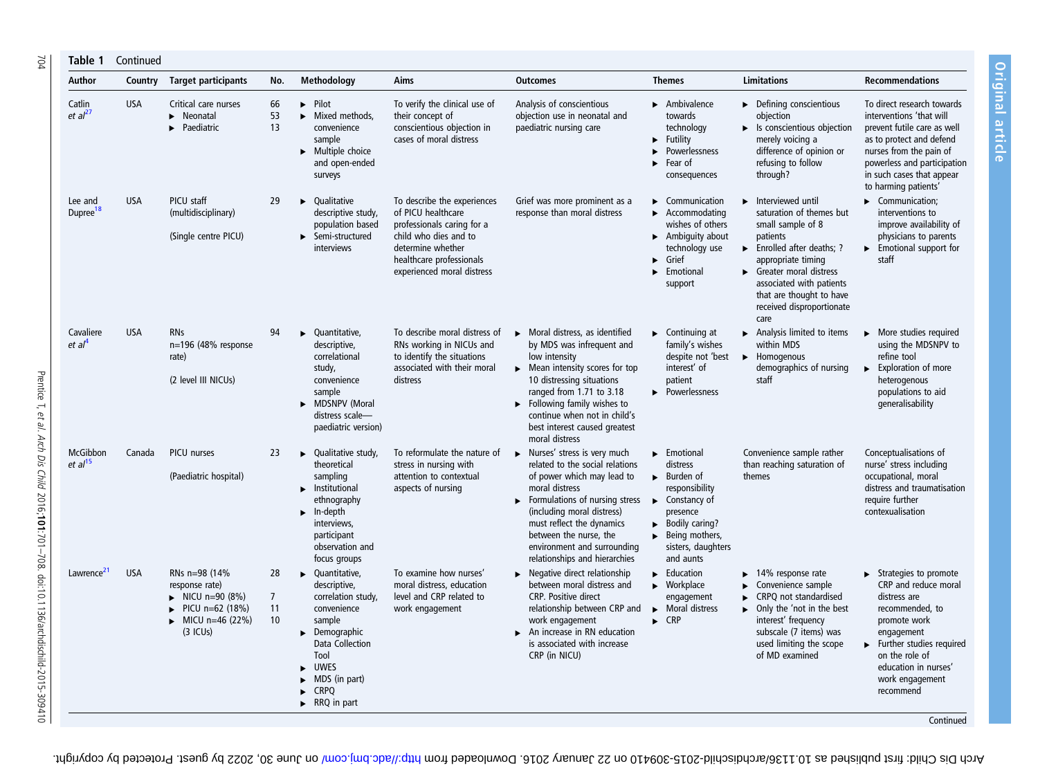**Table 1** Continued

| Author | Country | Target participants | No. | Methodology | Aims | Outcomes | Themes | Limitations | Recommendations |
|---|---|---|---|---|---|---|---|---|---|
| Catlin *et al*[27] | USA | Critical care nurses<br>▸ Neonatal<br>▸ Paediatric | 66<br>53<br>13 | ▸ Pilot<br>▸ Mixed methods, convenience sample<br>▸ Multiple choice and open-ended surveys | To verify the clinical use of their concept of conscientious objection in cases of moral distress | Analysis of conscientious objection use in neonatal and paediatric nursing care | ▸ Ambivalence towards technology<br>▸ Futility<br>▸ Powerlessness<br>▸ Fear of consequences | ▸ Defining conscientious objection<br>▸ Is conscientious objection merely voicing a difference of opinion or refusing to follow through? | To direct research towards interventions 'that will prevent futile care as well as to protect and defend nurses from the pain of powerless and participation in such cases that appear to harming patients' |
| Lee and Dupree[18] | USA | PICU staff (multidisciplinary)<br><br>(Single centre PICU) | 29 | ▸ Qualitative descriptive study, population based<br>▸ Semi-structured interviews | To describe the experiences of PICU healthcare professionals caring for a child who dies and to determine whether healthcare professionals experienced moral distress | Grief was more prominent as a response than moral distress | ▸ Communication<br>▸ Accommodating wishes of others<br>▸ Ambiguity about technology use<br>▸ Grief<br>▸ Emotional support | ▸ Interviewed until saturation of themes but small sample of 8 patients<br>▸ Enrolled after deaths; ? appropriate timing<br>▸ Greater moral distress associated with patients that are thought to have received disproportionate care | ▸ Communication; interventions to improve availability of physicians to parents<br>▸ Emotional support for staff |
| Cavaliere *et al*[4] | USA | RNs<br>n=196 (48% response rate)<br><br>(2 level III NICUs) | 94 | ▸ Quantitative, descriptive, correlational study, convenience sample<br>▸ MDSNPV (Moral distress scale—paediatric version) | To describe moral distress of RNs working in NICUs and to identify the situations associated with their moral distress | ▸ Moral distress, as identified by MDS was infrequent and low intensity<br>▸ Mean intensity scores for top 10 distressing situations ranged from 1.71 to 3.18<br>▸ Following family wishes to continue when not in child's best interest caused greatest moral distress | ▸ Continuing at family's wishes despite not 'best interest' of patient<br>▸ Powerlessness | ▸ Analysis limited to items within MDS<br>▸ Homogenous demographics of nursing staff | ▸ More studies required using the MDSNPV to refine tool<br>▸ Exploration of more heterogenous populations to aid generalisability |
| McGibbon *et al*[15] | Canada | PICU nurses<br><br>(Paediatric hospital) | 23 | ▸ Qualitative study, theoretical sampling<br>▸ Institutional ethnography<br>▸ In-depth interviews, participant observation and focus groups | To reformulate the nature of stress in nursing with attention to contextual aspects of nursing | ▸ Nurses' stress is very much related to the social relations of power which may lead to moral distress<br>▸ Formulations of nursing stress (including moral distress) must reflect the dynamics between the nurse, the environment and surrounding relationships and hierarchies | ▸ Emotional distress<br>▸ Burden of responsibility<br>▸ Constancy of presence<br>▸ Bodily caring?<br>▸ Being mothers, sisters, daughters and aunts | Convenience sample rather than reaching saturation of themes | Conceptualisations of nurse' stress including occupational, moral distress and traumatisation require further contexualisation |
| Lawrence[21] | USA | RNs n=98 (14% response rate)<br>▸ NICU n=90 (8%)<br>▸ PICU n=62 (18%)<br>▸ MICU n=46 (22%)<br>(3 ICUs) | 28<br><br>7<br>11<br>10 | ▸ Quantitative, descriptive, correlation study, convenience sample<br>▸ Demographic Data Collection Tool<br>▸ UWES<br>▸ MDS (in part)<br>▸ CRPQ<br>▸ RRQ in part | To examine how nurses' moral distress, education level and CRP related to work engagement | ▸ Negative direct relationship between moral distress and CRP. Positive direct relationship between CRP and work engagement<br>▸ An increase in RN education is associated with increase CRP (in NICU) | ▸ Education<br>▸ Workplace engagement<br>▸ Moral distress<br>▸ CRP | ▸ 14% response rate<br>▸ Convenience sample<br>▸ CRPQ not standardised<br>▸ Only the 'not in the best interest' frequency subscale (7 items) was used limiting the scope of MD examined | ▸ Strategies to promote CRP and reduce moral distress are recommended, to promote work engagement<br>▸ Further studies required on the role of education in nurses' work engagement recommend |

Continued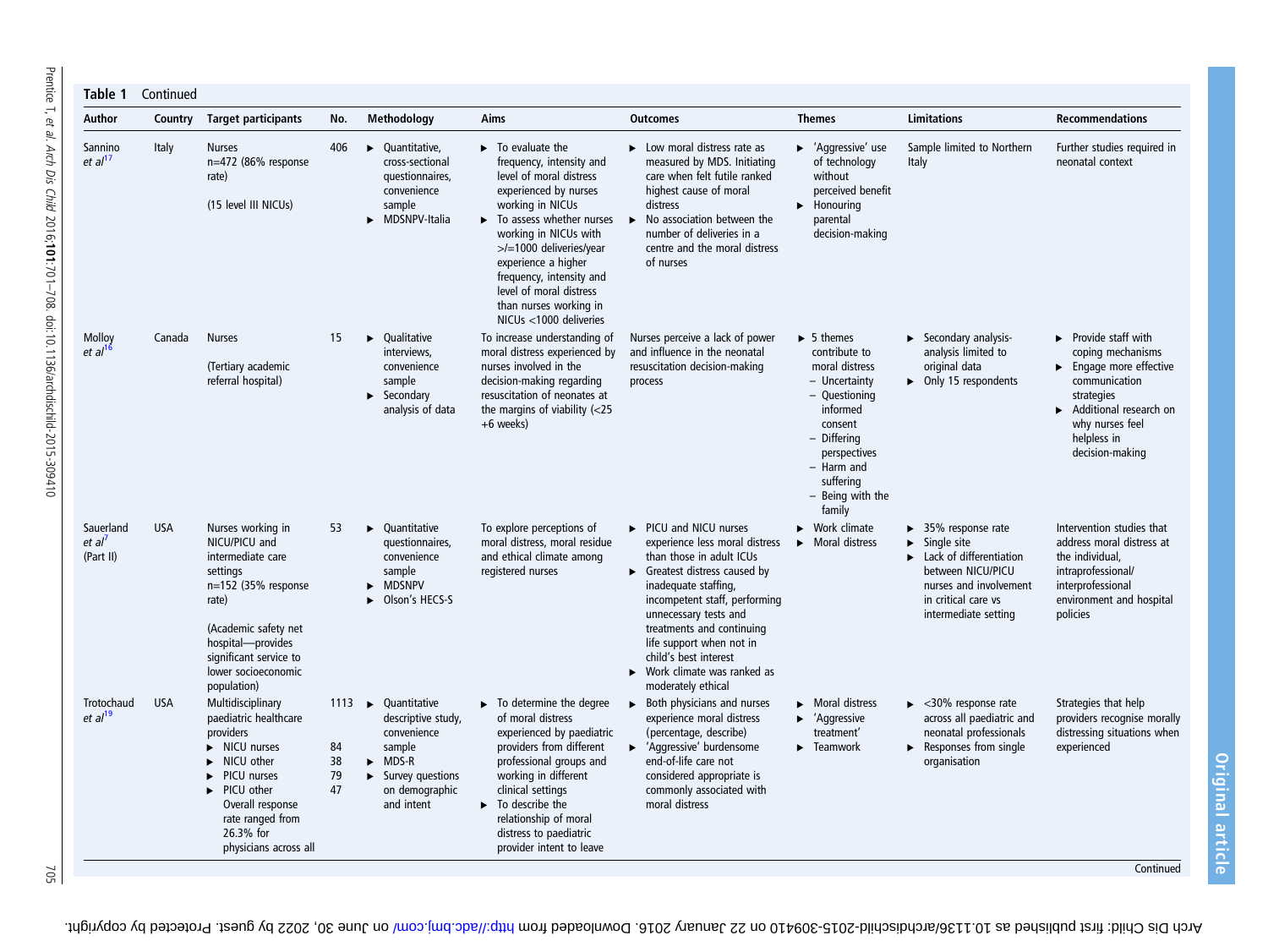**Table 1** Continued

| Author | Country | Target participants | No. | Methodology | Aims | Outcomes | Themes | Limitations | Recommendations |
|---|---|---|---|---|---|---|---|---|---|
| Sannino *et al*[17] | Italy | Nurses n=472 (86% response rate) (15 level III NICUs) | 406 | ▶ Quantitative, cross-sectional questionnaires, convenience sample ▶ MDSNPV-Italia | ▶ To evaluate the frequency, intensity and level of moral distress experienced by nurses working in NICUs ▶ To assess whether nurses working in NICUs with >/=1000 deliveries/year experience a higher frequency, intensity and level of moral distress than nurses working in NICUs <1000 deliveries | ▶ Low moral distress rate as measured by MDS. Initiating care when felt futile ranked highest cause of moral distress ▶ No association between the number of deliveries in a centre and the moral distress of nurses | ▶ 'Aggressive' use of technology without perceived benefit ▶ Honouring parental decision-making | Sample limited to Northern Italy | Further studies required in neonatal context |
| Molloy *et al*[16] | Canada | Nurses (Tertiary academic referral hospital) | 15 | ▶ Qualitative interviews, convenience sample ▶ Secondary analysis of data | To increase understanding of moral distress experienced by nurses involved in the decision-making regarding resuscitation of neonates at the margins of viability (<25 +6 weeks) | Nurses perceive a lack of power and influence in the neonatal resuscitation decision-making process | ▶ 5 themes contribute to moral distress – Uncertainty – Questioning informed consent – Differing perspectives – Harm and suffering – Being with the family | ▶ Secondary analysis-analysis limited to original data ▶ Only 15 respondents | ▶ Provide staff with coping mechanisms ▶ Engage more effective communication strategies ▶ Additional research on why nurses feel helpless in decision-making |
| Sauerland *et al*[7] (Part II) | USA | Nurses working in NICU/PICU and intermediate care settings n=152 (35% response rate) (Academic safety net hospital—provides significant service to lower socioeconomic population) | 53 | ▶ Quantitative questionnaires, convenience sample ▶ MDSNPV ▶ Olson's HECS-S | To explore perceptions of moral distress, moral residue and ethical climate among registered nurses | ▶ PICU and NICU nurses experience less moral distress than those in adult ICUs ▶ Greatest distress caused by inadequate staffing, incompetent staff, performing unnecessary tests and treatments and continuing life support when not in child's best interest ▶ Work climate was ranked as moderately ethical | ▶ Work climate ▶ Moral distress | ▶ 35% response rate ▶ Single site ▶ Lack of differentiation between NICU/PICU nurses and involvement in critical care vs intermediate setting | Intervention studies that address moral distress at the individual, intraprofessional/interprofessional environment and hospital policies |
| Trotochaud *et al*[19] | USA | Multidisciplinary paediatric healthcare providers ▶ NICU nurses ▶ NICU other ▶ PICU nurses ▶ PICU other Overall response rate ranged from 26.3% for physicians across all | 1113 84 38 79 47 | ▶ Quantitative descriptive study, convenience sample ▶ MDS-R ▶ Survey questions on demographic and intent | ▶ To determine the degree of moral distress experienced by paediatric providers from different professional groups and working in different clinical settings ▶ To describe the relationship of moral distress to paediatric provider intent to leave | ▶ Both physicians and nurses experience moral distress (percentage, describe) ▶ 'Aggressive' burdensome end-of-life care not considered appropriate is commonly associated with moral distress | ▶ Moral distress ▶ 'Aggressive treatment' ▶ Teamwork | ▶ <30% response rate across all paediatric and neonatal professionals ▶ Responses from single organisation | Strategies that help providers recognise morally distressing situations when experienced |

Continued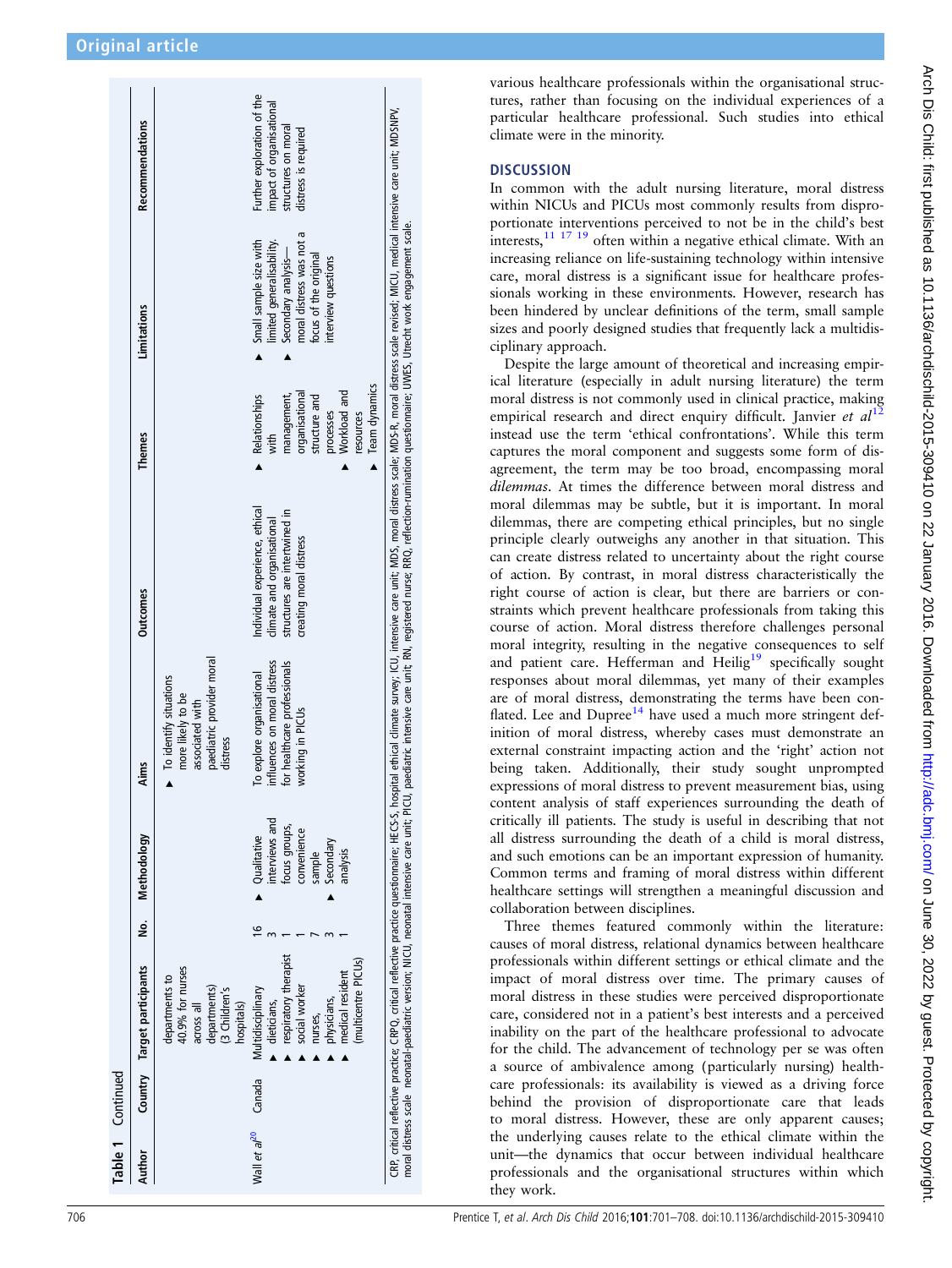Table 1 Continued

| Author | Country | Target participants | No. | Methodology | Aims | Outcomes | Themes | Limitations | Recommendations |
|---|---|---|---|---|---|---|---|---|---|
| | | departments to 40.9% for nurses across all departments) (3 Children's hospitals) | | | ▲ To identify situations more likely to be associated with paediatric provider moral distress | | | | |
| Wall *et al*[20] | Canada | Multidisciplinary<br>▲ dieticians,<br>▲ respiratory therapist<br>▲ social worker<br>▲ nurses,<br>▲ physicians,<br>▲ medical resident (multicentre PICUs) | 16<br>3<br>1<br>1<br>7<br>3<br>1 | ▲ Qualitative interviews and focus groups, convenience sample<br>▲ Secondary analysis | To explore organisational influences on moral distress for healthcare professionals working in PICUs | Individual experience, ethical climate and organisational structures are intertwined in creating moral distress | ▲ Relationships with management, organisational structure and processes<br>▲ Workload and resources<br>▲ Team dynamics | ▲ Small sample size with limited generalisability.<br>▲ Secondary analysis—moral distress was not a focus of the original interview questions | Further exploration of the impact of organisational structures on moral distress is required |

CRP, critical reflective practice; CRPQ, critical reflective practice questionnaire; HECS-S, hospital ethical climate survey; ICU, intensive care unit; MDS, moral distress scale; MDS-R, moral distress scale revised; MICU, medical intensive care unit; MDSNPV, moral distress scale neonatal-paediatric version; NICU, neonatal intensive care unit; PICU, paediatric intensive care unit; RN, registered nurse; RRQ, reflection-rumination questionnaire; UWES, Utrecht work engagement scale.

various healthcare professionals within the organisational structures, rather than focusing on the individual experiences of a particular healthcare professional. Such studies into ethical climate were in the minority.

## DISCUSSION

In common with the adult nursing literature, moral distress within NICUs and PICUs most commonly results from disproportionate interventions perceived to not be in the child's best interests,[11 17 19] often within a negative ethical climate. With an increasing reliance on life-sustaining technology within intensive care, moral distress is a significant issue for healthcare professionals working in these environments. However, research has been hindered by unclear definitions of the term, small sample sizes and poorly designed studies that frequently lack a multidisciplinary approach.

Despite the large amount of theoretical and increasing empirical literature (especially in adult nursing literature) the term moral distress is not commonly used in clinical practice, making empirical research and direct enquiry difficult. Janvier *et al*[12] instead use the term 'ethical confrontations'. While this term captures the moral component and suggests some form of disagreement, the term may be too broad, encompassing moral *dilemmas*. At times the difference between moral distress and moral dilemmas may be subtle, but it is important. In moral dilemmas, there are competing ethical principles, but no single principle clearly outweighs any another in that situation. This can create distress related to uncertainty about the right course of action. By contrast, in moral distress characteristically the right course of action is clear, but there are barriers or constraints which prevent healthcare professionals from taking this course of action. Moral distress therefore challenges personal moral integrity, resulting in the negative consequences to self and patient care. Hefferman and Heilig[19] specifically sought responses about moral dilemmas, yet many of their examples are of moral distress, demonstrating the terms have been conflated. Lee and Dupree[14] have used a much more stringent definition of moral distress, whereby cases must demonstrate an external constraint impacting action and the 'right' action not being taken. Additionally, their study sought unprompted expressions of moral distress to prevent measurement bias, using content analysis of staff experiences surrounding the death of critically ill patients. The study is useful in describing that not all distress surrounding the death of a child is moral distress, and such emotions can be an important expression of humanity. Common terms and framing of moral distress within different healthcare settings will strengthen a meaningful discussion and collaboration between disciplines.

Three themes featured commonly within the literature: causes of moral distress, relational dynamics between healthcare professionals within different settings or ethical climate and the impact of moral distress over time. The primary causes of moral distress in these studies were perceived disproportionate care, considered not in a patient's best interests and a perceived inability on the part of the healthcare professional to advocate for the child. The advancement of technology per se was often a source of ambivalence among (particularly nursing) healthcare professionals: its availability is viewed as a driving force behind the provision of disproportionate care that leads to moral distress. However, these are only apparent causes; the underlying causes relate to the ethical climate within the unit—the dynamics that occur between individual healthcare professionals and the organisational structures within which they work.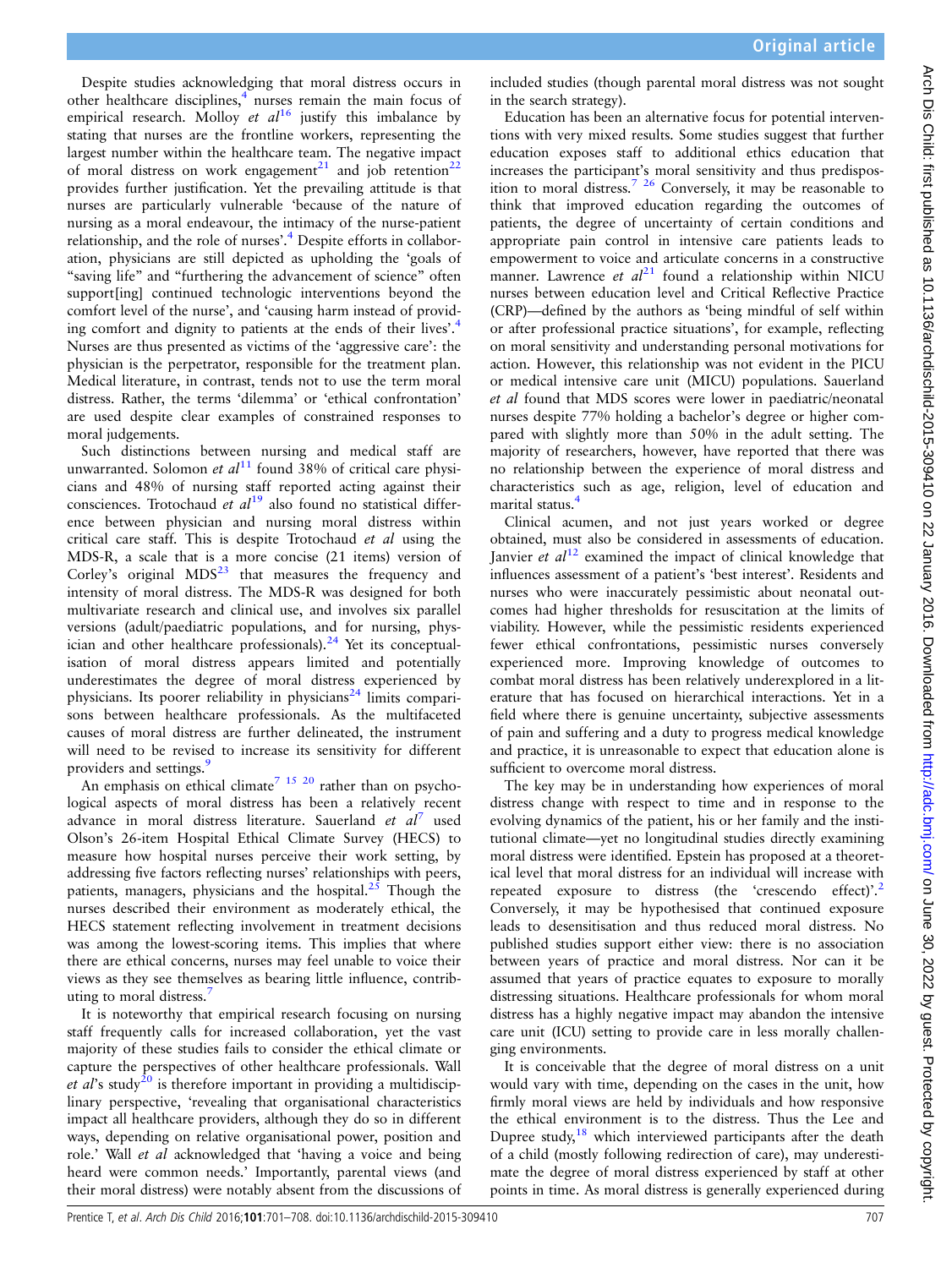Despite studies acknowledging that moral distress occurs in other healthcare disciplines,[4] nurses remain the main focus of empirical research. Molloy *et al*[16] justify this imbalance by stating that nurses are the frontline workers, representing the largest number within the healthcare team. The negative impact of moral distress on work engagement[21] and job retention[22] provides further justification. Yet the prevailing attitude is that nurses are particularly vulnerable 'because of the nature of nursing as a moral endeavour, the intimacy of the nurse-patient relationship, and the role of nurses'.[4] Despite efforts in collaboration, physicians are still depicted as upholding the 'goals of "saving life" and "furthering the advancement of science" often support[ing] continued technologic interventions beyond the comfort level of the nurse', and 'causing harm instead of providing comfort and dignity to patients at the ends of their lives'.[4] Nurses are thus presented as victims of the 'aggressive care': the physician is the perpetrator, responsible for the treatment plan. Medical literature, in contrast, tends not to use the term moral distress. Rather, the terms 'dilemma' or 'ethical confrontation' are used despite clear examples of constrained responses to moral judgements.

Such distinctions between nursing and medical staff are unwarranted. Solomon *et al*[11] found 38% of critical care physicians and 48% of nursing staff reported acting against their consciences. Trotochaud *et al*[19] also found no statistical difference between physician and nursing moral distress within critical care staff. This is despite Trotochaud *et al* using the MDS-R, a scale that is a more concise (21 items) version of Corley's original MDS[23] that measures the frequency and intensity of moral distress. The MDS-R was designed for both multivariate research and clinical use, and involves six parallel versions (adult/paediatric populations, and for nursing, physician and other healthcare professionals).[24] Yet its conceptualisation of moral distress appears limited and potentially underestimates the degree of moral distress experienced by physicians. Its poorer reliability in physicians[24] limits comparisons between healthcare professionals. As the multifaceted causes of moral distress are further delineated, the instrument will need to be revised to increase its sensitivity for different providers and settings.[9]

An emphasis on ethical climate[7 15 20] rather than on psychological aspects of moral distress has been a relatively recent advance in moral distress literature. Sauerland *et al*[7] used Olson's 26-item Hospital Ethical Climate Survey (HECS) to measure how hospital nurses perceive their work setting, by addressing five factors reflecting nurses' relationships with peers, patients, managers, physicians and the hospital.[25] Though the nurses described their environment as moderately ethical, the HECS statement reflecting involvement in treatment decisions was among the lowest-scoring items. This implies that where there are ethical concerns, nurses may feel unable to voice their views as they see themselves as bearing little influence, contributing to moral distress.[7]

It is noteworthy that empirical research focusing on nursing staff frequently calls for increased collaboration, yet the vast majority of these studies fails to consider the ethical climate or capture the perspectives of other healthcare professionals. Wall *et al*'s study[20] is therefore important in providing a multidisciplinary perspective, 'revealing that organisational characteristics impact all healthcare providers, although they do so in different ways, depending on relative organisational power, position and role.' Wall *et al* acknowledged that 'having a voice and being heard were common needs.' Importantly, parental views (and their moral distress) were notably absent from the discussions of included studies (though parental moral distress was not sought in the search strategy).

Education has been an alternative focus for potential interventions with very mixed results. Some studies suggest that further education exposes staff to additional ethics education that increases the participant's moral sensitivity and thus predisposition to moral distress.[7 26] Conversely, it may be reasonable to think that improved education regarding the outcomes of patients, the degree of uncertainty of certain conditions and appropriate pain control in intensive care patients leads to empowerment to voice and articulate concerns in a constructive manner. Lawrence *et al*[21] found a relationship within NICU nurses between education level and Critical Reflective Practice (CRP)—defined by the authors as 'being mindful of self within or after professional practice situations', for example, reflecting on moral sensitivity and understanding personal motivations for action. However, this relationship was not evident in the PICU or medical intensive care unit (MICU) populations. Sauerland *et al* found that MDS scores were lower in paediatric/neonatal nurses despite 77% holding a bachelor's degree or higher compared with slightly more than 50% in the adult setting. The majority of researchers, however, have reported that there was no relationship between the experience of moral distress and characteristics such as age, religion, level of education and marital status.[4]

Clinical acumen, and not just years worked or degree obtained, must also be considered in assessments of education. Janvier *et al*[12] examined the impact of clinical knowledge that influences assessment of a patient's 'best interest'. Residents and nurses who were inaccurately pessimistic about neonatal outcomes had higher thresholds for resuscitation at the limits of viability. However, while the pessimistic residents experienced fewer ethical confrontations, pessimistic nurses conversely experienced more. Improving knowledge of outcomes to combat moral distress has been relatively underexplored in a literature that has focused on hierarchical interactions. Yet in a field where there is genuine uncertainty, subjective assessments of pain and suffering and a duty to progress medical knowledge and practice, it is unreasonable to expect that education alone is sufficient to overcome moral distress.

The key may be in understanding how experiences of moral distress change with respect to time and in response to the evolving dynamics of the patient, his or her family and the institutional climate—yet no longitudinal studies directly examining moral distress were identified. Epstein has proposed at a theoretical level that moral distress for an individual will increase with repeated exposure to distress (the 'crescendo effect').[2] Conversely, it may be hypothesised that continued exposure leads to desensitisation and thus reduced moral distress. No published studies support either view: there is no association between years of practice and moral distress. Nor can it be assumed that years of practice equates to exposure to morally distressing situations. Healthcare professionals for whom moral distress has a highly negative impact may abandon the intensive care unit (ICU) setting to provide care in less morally challenging environments.

It is conceivable that the degree of moral distress on a unit would vary with time, depending on the cases in the unit, how firmly moral views are held by individuals and how responsive the ethical environment is to the distress. Thus the Lee and Dupree study,[18] which interviewed participants after the death of a child (mostly following redirection of care), may underestimate the degree of moral distress experienced by staff at other points in time. As moral distress is generally experienced during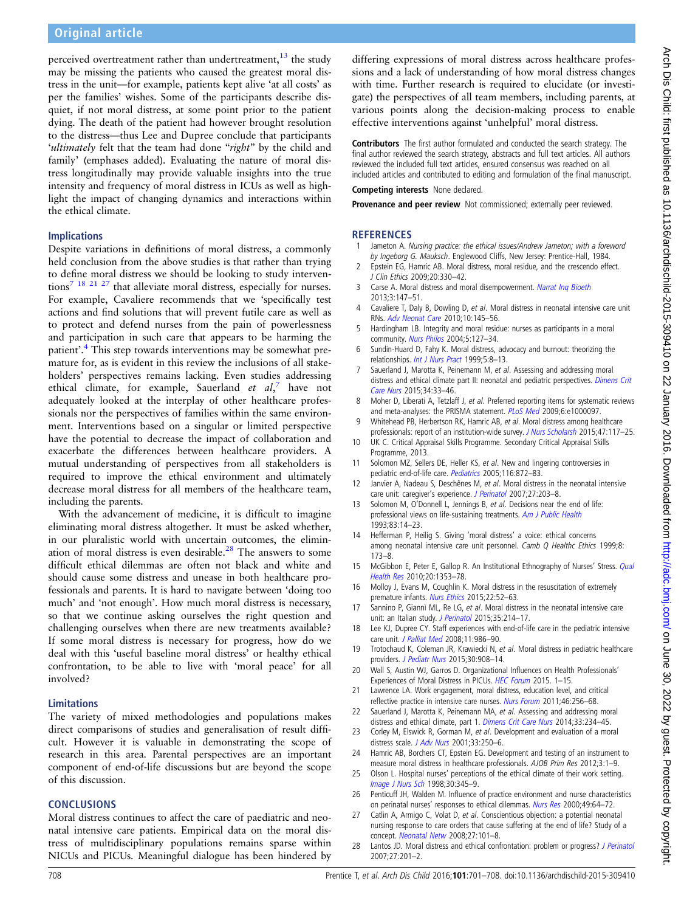perceived overtreatment rather than undertreatment,[13] the study may be missing the patients who caused the greatest moral distress in the unit—for example, patients kept alive 'at all costs' as per the families' wishes. Some of the participants describe disquiet, if not moral distress, at some point prior to the patient dying. The death of the patient had however brought resolution to the distress—thus Lee and Dupree conclude that participants '*ultimately* felt that the team had done "*right*" by the child and family' (emphases added). Evaluating the nature of moral distress longitudinally may provide valuable insights into the true intensity and frequency of moral distress in ICUs as well as highlight the impact of changing dynamics and interactions within the ethical climate.

### Implications

Despite variations in definitions of moral distress, a commonly held conclusion from the above studies is that rather than trying to define moral distress we should be looking to study interventions[7 18 21 27] that alleviate moral distress, especially for nurses. For example, Cavaliere recommends that we 'specifically test actions and find solutions that will prevent futile care as well as to protect and defend nurses from the pain of powerlessness and participation in such care that appears to be harming the patient'.[4] This step towards interventions may be somewhat premature for, as is evident in this review the inclusions of all stakeholders' perspectives remains lacking. Even studies addressing ethical climate, for example, Sauerland *et al*,[7] have not adequately looked at the interplay of other healthcare professionals nor the perspectives of families within the same environment. Interventions based on a singular or limited perspective have the potential to decrease the impact of collaboration and exacerbate the differences between healthcare providers. A mutual understanding of perspectives from all stakeholders is required to improve the ethical environment and ultimately decrease moral distress for all members of the healthcare team, including the parents.

With the advancement of medicine, it is difficult to imagine eliminating moral distress altogether. It must be asked whether, in our pluralistic world with uncertain outcomes, the elimination of moral distress is even desirable.[28] The answers to some difficult ethical dilemmas are often not black and white and should cause some distress and unease in both healthcare professionals and parents. It is hard to navigate between 'doing too much' and 'not enough'. How much moral distress is necessary, so that we continue asking ourselves the right question and challenging ourselves when there are new treatments available? If some moral distress is necessary for progress, how do we deal with this 'useful baseline moral distress' or healthy ethical confrontation, to be able to live with 'moral peace' for all involved?

### Limitations

The variety of mixed methodologies and populations makes direct comparisons of studies and generalisation of result difficult. However it is valuable in demonstrating the scope of research in this area. Parental perspectives are an important component of end-of-life discussions but are beyond the scope of this discussion.

## CONCLUSIONS

Moral distress continues to affect the care of paediatric and neonatal intensive care patients. Empirical data on the moral distress of multidisciplinary populations remains sparse within NICUs and PICUs. Meaningful dialogue has been hindered by differing expressions of moral distress across healthcare professions and a lack of understanding of how moral distress changes with time. Further research is required to elucidate (or investigate) the perspectives of all team members, including parents, at various points along the decision-making process to enable effective interventions against 'unhelpful' moral distress.

**Contributors** The first author formulated and conducted the search strategy. The final author reviewed the search strategy, abstracts and full text articles. All authors reviewed the included full text articles, ensured consensus was reached on all included articles and contributed to editing and formulation of the final manuscript.

**Competing interests** None declared.

**Provenance and peer review** Not commissioned; externally peer reviewed.

## REFERENCES

1. Jameton A. *Nursing practice: the ethical issues/Andrew Jameton; with a foreword by Ingeborg G. Mauksch*. Englewood Cliffs, New Jersey: Prentice-Hall, 1984.
2. Epstein EG, Hamric AB. Moral distress, moral residue, and the crescendo effect. *J Clin Ethics* 2009;20:330–42.
3. Carse A. Moral distress and moral disempowerment. *Narrat Inq Bioeth* 2013;3:147–51.
4. Cavaliere T, Daly B, Dowling D, *et al*. Moral distress in neonatal intensive care unit RNs. *Adv Neonat Care* 2010;10:145–56.
5. Hardingham LB. Integrity and moral residue: nurses as participants in a moral community. *Nurs Philos* 2004;5:127–34.
6. Sundin-Huard D, Fahy K. Moral distress, advocacy and burnout: theorizing the relationships. *Int J Nurs Pract* 1999;5:8–13.
7. Sauerland J, Marotta K, Peinemann M, *et al*. Assessing and addressing moral distress and ethical climate part II: neonatal and pediatric perspectives. *Dimens Crit Care Nurs* 2015;34:33–46.
8. Moher D, Liberati A, Tetzlaff J, *et al*. Preferred reporting items for systematic reviews and meta-analyses: the PRISMA statement. *PLoS Med* 2009;6:e1000097.
9. Whitehead PB, Herbertson RK, Hamric AB, *et al*. Moral distress among healthcare professionals: report of an institution-wide survey. *J Nurs Scholarsh* 2015;47:117–25.
10. UK C. Critical Appraisal Skills Programme. Secondary Critical Appraisal Skills Programme, 2013.
11. Solomon MZ, Sellers DE, Heller KS, *et al*. New and lingering controversies in pediatric end-of-life care. *Pediatrics* 2005;116:872–83.
12. Janvier A, Nadeau S, Deschênes M, *et al*. Moral distress in the neonatal intensive care unit: caregiver's experience. *J Perinatol* 2007;27:203–8.
13. Solomon M, O'Donnell L, Jennings B, *et al*. Decisions near the end of life: professional views on life-sustaining treatments. *Am J Public Health* 1993;83:14–23.
14. Hefferman P, Heilig S. Giving 'moral distress' a voice: ethical concerns among neonatal intensive care unit personnel. *Camb Q Healthc Ethics* 1999;8:173–8.
15. McGibbon E, Peter E, Gallop R. An Institutional Ethnography of Nurses' Stress. *Qual Health Res* 2010;20:1353–78.
16. Molloy J, Evans M, Coughlin K. Moral distress in the resuscitation of extremely premature infants. *Nurs Ethics* 2015;22:52–63.
17. Sannino P, Gianni ML, Re LG, *et al*. Moral distress in the neonatal intensive care unit: an Italian study. *J Perinatol* 2015;35:214–17.
18. Lee KJ, Dupree CY. Staff experiences with end-of-life care in the pediatric intensive care unit. *J Palliat Med* 2008;11:986–90.
19. Trotochaud K, Coleman JR, Krawiecki N, *et al*. Moral distress in pediatric healthcare providers. *J Pediatr Nurs* 2015;30:908–14.
20. Wall S, Austin WJ, Garros D. Organizational Influences on Health Professionals' Experiences of Moral Distress in PICUs. *HEC Forum* 2015. 1–15.
21. Lawrence LA. Work engagement, moral distress, education level, and critical reflective practice in intensive care nurses. *Nurs Forum* 2011;46:256–68.
22. Sauerland J, Marotta K, Peinemann MA, *et al*. Assessing and addressing moral distress and ethical climate, part 1. *Dimens Crit Care Nurs* 2014;33:234–45.
23. Corley M, Elswick R, Gorman M, *et al*. Development and evaluation of a moral distress scale. *J Adv Nurs* 2001;33:250–6.
24. Hamric AB, Borchers CT, Epstein EG. Development and testing of an instrument to measure moral distress in healthcare professionals. *AJOB Prim Res* 2012;3:1–9.
25. Olson L. Hospital nurses' perceptions of the ethical climate of their work setting. *Image J Nurs Sch* 1998;30:345–9.
26. Penticuff JH, Walden M. Influence of practice environment and nurse characteristics on perinatal nurses' responses to ethical dilemmas. *Nurs Res* 2000;49:64–72.
27. Catlin A, Armigo C, Volat D, *et al*. Conscientious objection: a potential neonatal nursing response to care orders that cause suffering at the end of life? Study of a concept. *Neonatal Netw* 2008;27:101–8.
28. Lantos JD. Moral distress and ethical confrontation: problem or progress? *J Perinatol* 2007;27:201–2.